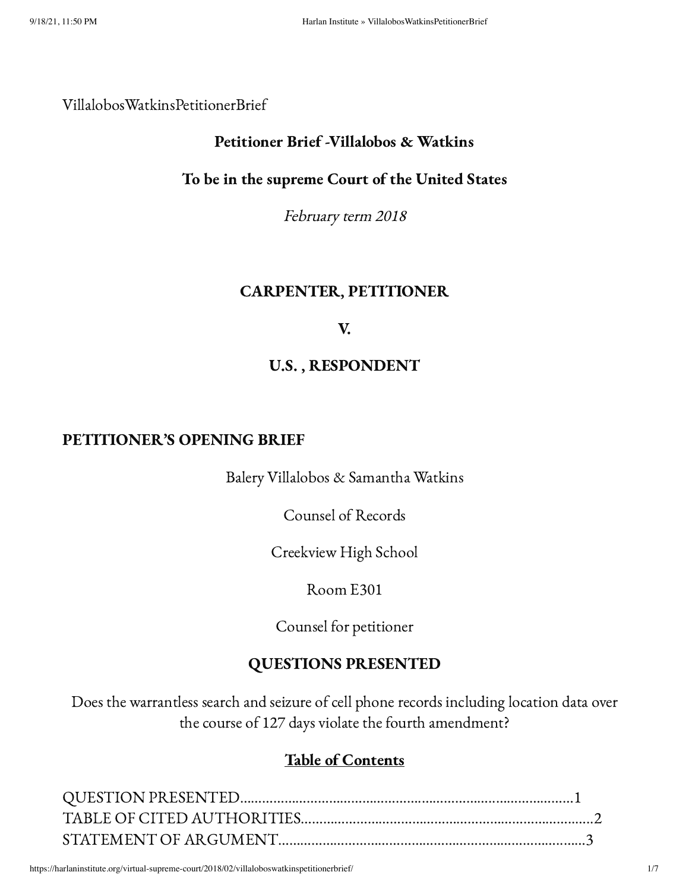VillalobosWatkinsPetitionerBrief

**Petitioner Brief -Villalobos & Watkins**

**To be in the supreme Court of the United States**

*February term 2018*

**CARPENTER, PETITIONER**

**V.**

**U.S. , RESPONDENT**

## PETITIONER'S OPENING BRIEF

Balery Villalobos & Samantha Watkins

Counsel of Records

Creekview High School

Room E301

Counsel for petitioner

## QUESTIONS PRESENTED

Does the warrantless search and seizure of cell phone records including location data over the course of 127 days violate the fourth amendment?

## Table of Contents

QUESTION PRESENTED..........................................................................................1
TABLE OF CITED AUTHORITIES...............................................................................2
STATEMENT OF ARGUMENT....................................................................................3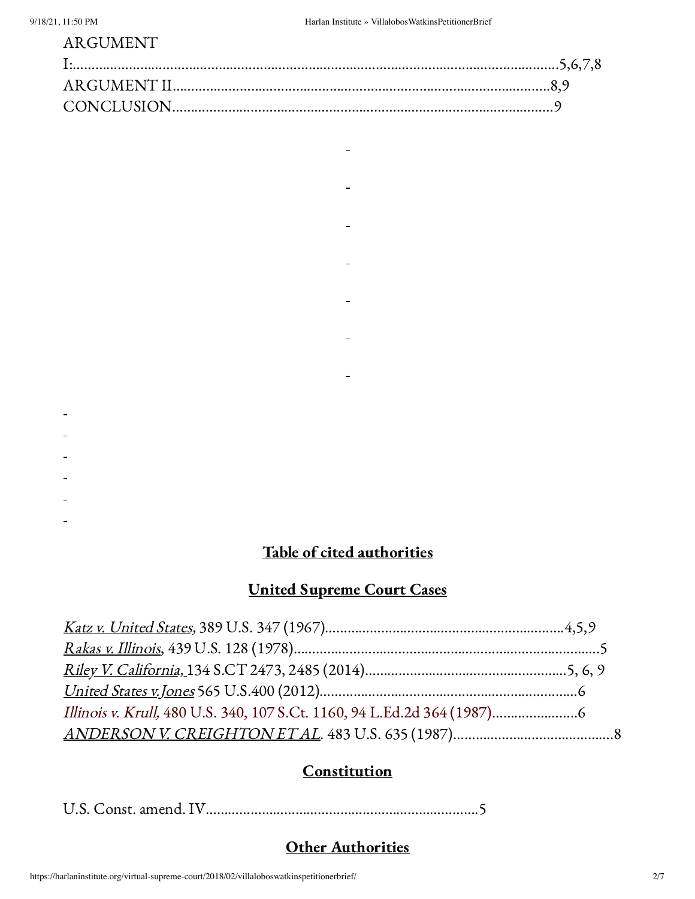ARGUMENT I:......................................................................................................................................5,6,7,8
ARGUMENT II.........................................................................................................8,9
CONCLUSION.......................................................................................................9

## Table of cited authorities

## United Supreme Court Cases

*Katz v. United States*, 389 U.S. 347 (1967)...............................................................4,5,9
*Rakas v. Illinois*, 439 U.S. 128 (1978).................................................................................5
*Riley V. California,* 134 S.CT 2473, 2485 (2014)......................................................5, 6, 9
*United States v.Jones* 565 U.S.400 (2012)....................................................................6
*Illinois v. Krull,* 480 U.S. 340, 107 S.Ct. 1160, 94 L.Ed.2d 364 (1987).......................6
*ANDERSON V. CREIGHTON ET AL*. 483 U.S. 635 (1987)............................................8

## Constitution

U.S. Const. amend. IV........................................................................5

## Other Authorities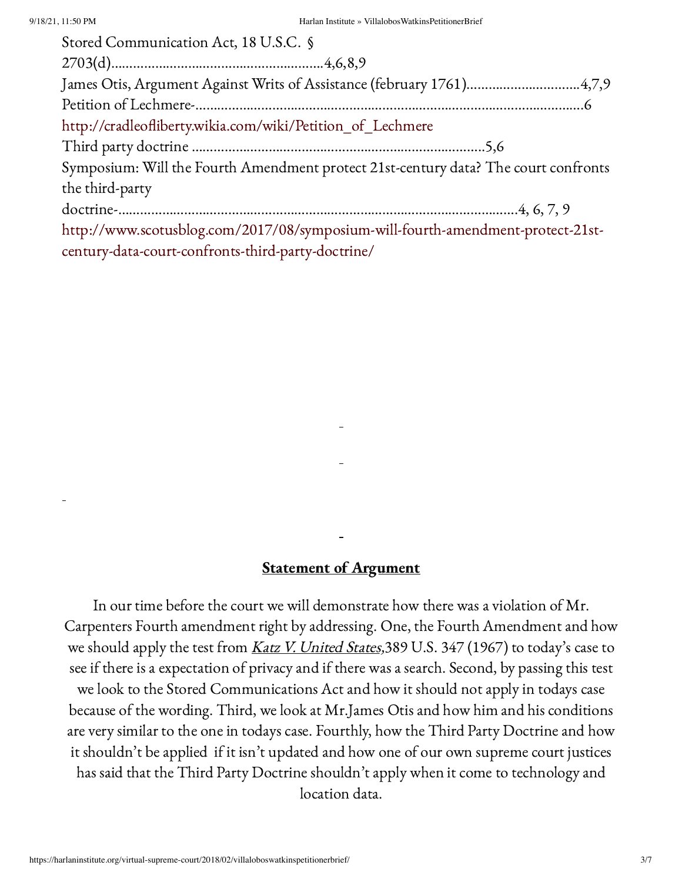Stored Communication Act, 18 U.S.C. § 2703(d)...........................................................4,6,8,9

James Otis, Argument Against Writs of Assistance (february 1761)..............................4,7,9

Petition of Lechmere-..........................................................................................................6
http://cradleofliberty.wikia.com/wiki/Petition_of_Lechmere

Third party doctrine ..............................................................................5,6

Symposium: Will the Fourth Amendment protect 21st-century data? The court confronts the third-party doctrine-.............................................................................................................4, 6, 7, 9
http://www.scotusblog.com/2017/08/symposium-will-fourth-amendment-protect-21st-century-data-court-confronts-third-party-doctrine/

## **Statement of Argument**

In our time before the court we will demonstrate how there was a violation of Mr. Carpenters Fourth amendment right by addressing. One, the Fourth Amendment and how we should apply the test from *Katz V. United States*,389 U.S. 347 (1967) to today's case to see if there is a expectation of privacy and if there was a search. Second, by passing this test we look to the Stored Communications Act and how it should not apply in todays case because of the wording. Third, we look at Mr.James Otis and how him and his conditions are very similar to the one in todays case. Fourthly, how the Third Party Doctrine and how it shouldn't be applied if it isn't updated and how one of our own supreme court justices has said that the Third Party Doctrine shouldn't apply when it come to technology and location data.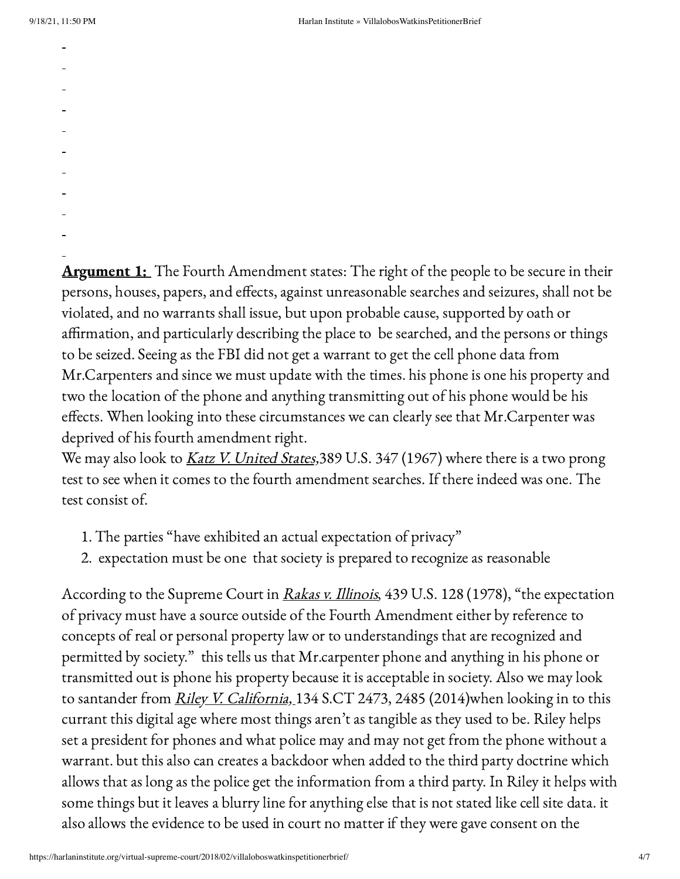**Argument 1:** The Fourth Amendment states: The right of the people to be secure in their persons, houses, papers, and effects, against unreasonable searches and seizures, shall not be violated, and no warrants shall issue, but upon probable cause, supported by oath or affirmation, and particularly describing the place to be searched, and the persons or things to be seized. Seeing as the FBI did not get a warrant to get the cell phone data from Mr.Carpenters and since we must update with the times. his phone is one his property and two the location of the phone and anything transmitting out of his phone would be his effects. When looking into these circumstances we can clearly see that Mr.Carpenter was deprived of his fourth amendment right.

We may also look to *Katz V. United States*,389 U.S. 347 (1967) where there is a two prong test to see when it comes to the fourth amendment searches. If there indeed was one. The test consist of.

1. The parties "have exhibited an actual expectation of privacy"
2. expectation must be one that society is prepared to recognize as reasonable

According to the Supreme Court in *Rakas v. Illinois*, 439 U.S. 128 (1978), "the expectation of privacy must have a source outside of the Fourth Amendment either by reference to concepts of real or personal property law or to understandings that are recognized and permitted by society." this tells us that Mr.carpenter phone and anything in his phone or transmitted out is phone his property because it is acceptable in society. Also we may look to santander from *Riley V. California*, 134 S.CT 2473, 2485 (2014)when looking in to this currant this digital age where most things aren't as tangible as they used to be. Riley helps set a president for phones and what police may and may not get from the phone without a warrant. but this also can creates a backdoor when added to the third party doctrine which allows that as long as the police get the information from a third party. In Riley it helps with some things but it leaves a blurry line for anything else that is not stated like cell site data. it also allows the evidence to be used in court no matter if they were gave consent on the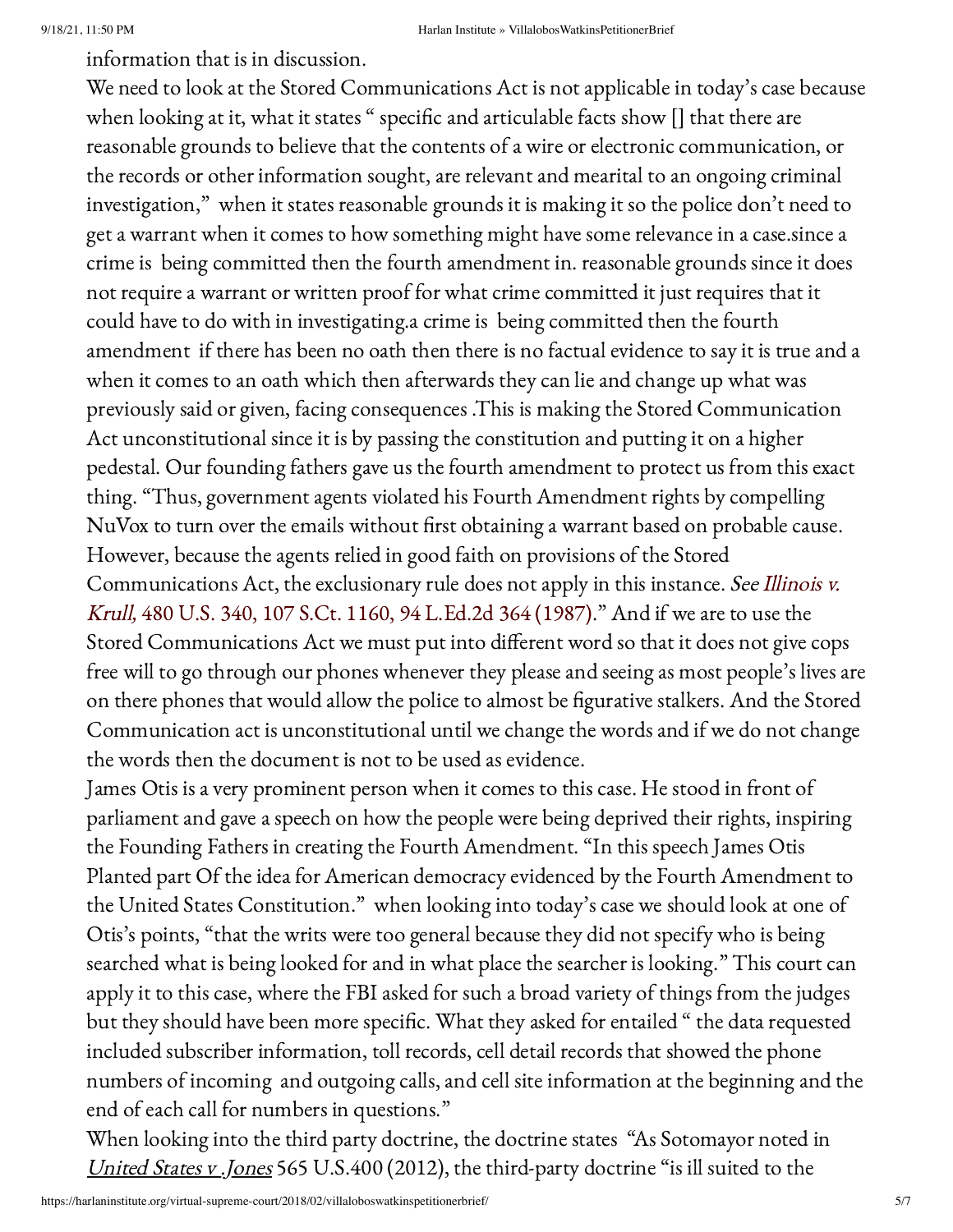information that is in discussion.

We need to look at the Stored Communications Act is not applicable in today's case because when looking at it, what it states " specific and articulable facts show [] that there are reasonable grounds to believe that the contents of a wire or electronic communication, or the records or other information sought, are relevant and mearital to an ongoing criminal investigation," when it states reasonable grounds it is making it so the police don't need to get a warrant when it comes to how something might have some relevance in a case.since a crime is being committed then the fourth amendment in. reasonable grounds since it does not require a warrant or written proof for what crime committed it just requires that it could have to do with in investigating.a crime is being committed then the fourth amendment if there has been no oath then there is no factual evidence to say it is true and a when it comes to an oath which then afterwards they can lie and change up what was previously said or given, facing consequences .This is making the Stored Communication Act unconstitutional since it is by passing the constitution and putting it on a higher pedestal. Our founding fathers gave us the fourth amendment to protect us from this exact thing. "Thus, government agents violated his Fourth Amendment rights by compelling NuVox to turn over the emails without first obtaining a warrant based on probable cause. However, because the agents relied in good faith on provisions of the Stored Communications Act, the exclusionary rule does not apply in this instance. *See Illinois v. Krull,* 480 U.S. 340, 107 S.Ct. 1160, 94 L.Ed.2d 364 (1987)." And if we are to use the Stored Communications Act we must put into different word so that it does not give cops free will to go through our phones whenever they please and seeing as most people's lives are on there phones that would allow the police to almost be figurative stalkers. And the Stored Communication act is unconstitutional until we change the words and if we do not change the words then the document is not to be used as evidence.

James Otis is a very prominent person when it comes to this case. He stood in front of parliament and gave a speech on how the people were being deprived their rights, inspiring the Founding Fathers in creating the Fourth Amendment. "In this speech James Otis Planted part Of the idea for American democracy evidenced by the Fourth Amendment to the United States Constitution." when looking into today's case we should look at one of Otis's points, "that the writs were too general because they did not specify who is being searched what is being looked for and in what place the searcher is looking." This court can apply it to this case, where the FBI asked for such a broad variety of things from the judges but they should have been more specific. What they asked for entailed " the data requested included subscriber information, toll records, cell detail records that showed the phone numbers of incoming and outgoing calls, and cell site information at the beginning and the end of each call for numbers in questions."

When looking into the third party doctrine, the doctrine states "As Sotomayor noted in *United States v .Jones* 565 U.S.400 (2012), the third-party doctrine "is ill suited to the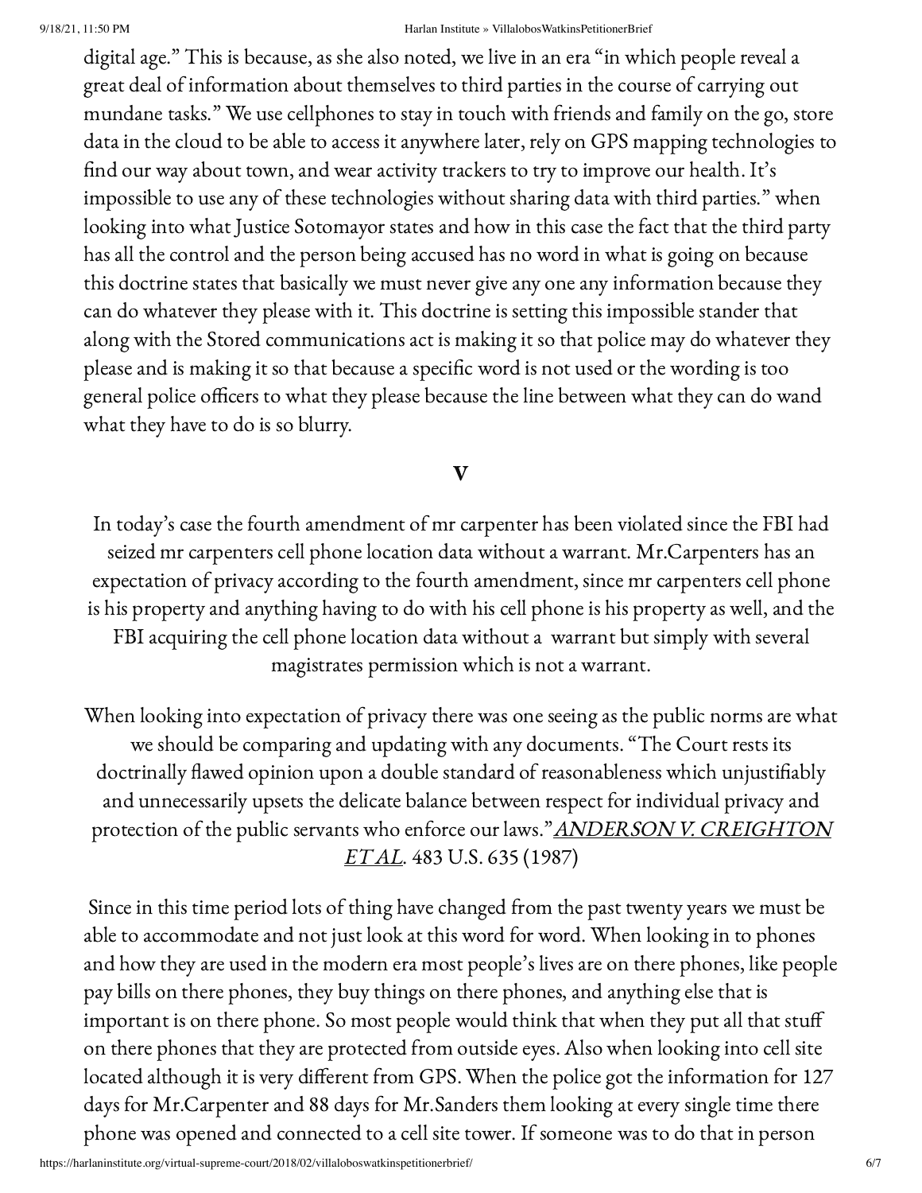digital age." This is because, as she also noted, we live in an era "in which people reveal a great deal of information about themselves to third parties in the course of carrying out mundane tasks." We use cellphones to stay in touch with friends and family on the go, store data in the cloud to be able to access it anywhere later, rely on GPS mapping technologies to find our way about town, and wear activity trackers to try to improve our health. It's impossible to use any of these technologies without sharing data with third parties." when looking into what Justice Sotomayor states and how in this case the fact that the third party has all the control and the person being accused has no word in what is going on because this doctrine states that basically we must never give any one any information because they can do whatever they please with it. This doctrine is setting this impossible stander that along with the Stored communications act is making it so that police may do whatever they please and is making it so that because a specific word is not used or the wording is too general police officers to what they please because the line between what they can do wand what they have to do is so blurry.

## V

In today's case the fourth amendment of mr carpenter has been violated since the FBI had seized mr carpenters cell phone location data without a warrant. Mr.Carpenters has an expectation of privacy according to the fourth amendment, since mr carpenters cell phone is his property and anything having to do with his cell phone is his property as well, and the FBI acquiring the cell phone location data without a warrant but simply with several magistrates permission which is not a warrant.

When looking into expectation of privacy there was one seeing as the public norms are what we should be comparing and updating with any documents. "The Court rests its doctrinally flawed opinion upon a double standard of reasonableness which unjustifiably and unnecessarily upsets the delicate balance between respect for individual privacy and protection of the public servants who enforce our laws."*ANDERSON V. CREIGHTON ET AL*. 483 U.S. 635 (1987)

Since in this time period lots of thing have changed from the past twenty years we must be able to accommodate and not just look at this word for word. When looking in to phones and how they are used in the modern era most people's lives are on there phones, like people pay bills on there phones, they buy things on there phones, and anything else that is important is on there phone. So most people would think that when they put all that stuff on there phones that they are protected from outside eyes. Also when looking into cell site located although it is very different from GPS. When the police got the information for 127 days for Mr.Carpenter and 88 days for Mr.Sanders them looking at every single time there phone was opened and connected to a cell site tower. If someone was to do that in person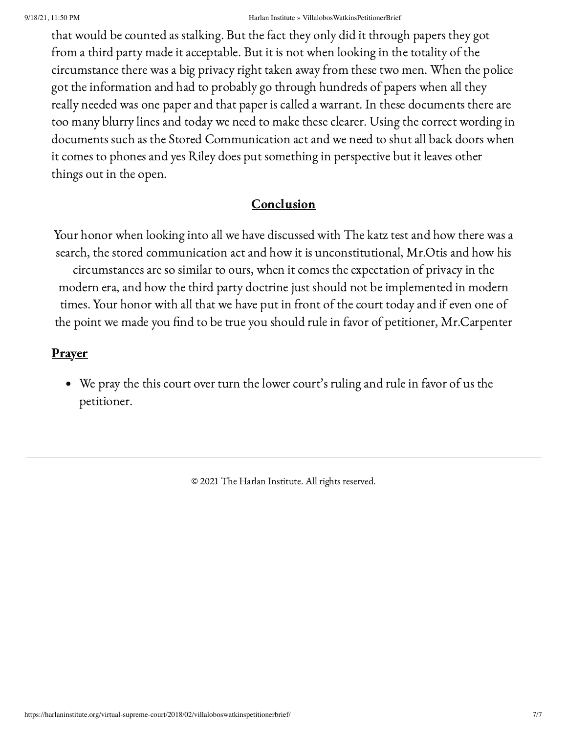that would be counted as stalking. But the fact they only did it through papers they got from a third party made it acceptable. But it is not when looking in the totality of the circumstance there was a big privacy right taken away from these two men. When the police got the information and had to probably go through hundreds of papers when all they really needed was one paper and that paper is called a warrant. In these documents there are too many blurry lines and today we need to make these clearer. Using the correct wording in documents such as the Stored Communication act and we need to shut all back doors when it comes to phones and yes Riley does put something in perspective but it leaves other things out in the open.

## Conclusion

Your honor when looking into all we have discussed with The katz test and how there was a search, the stored communication act and how it is unconstitutional, Mr.Otis and how his circumstances are so similar to ours, when it comes the expectation of privacy in the modern era, and how the third party doctrine just should not be implemented in modern times. Your honor with all that we have put in front of the court today and if even one of the point we made you find to be true you should rule in favor of petitioner, Mr.Carpenter

## Prayer

- We pray the this court over turn the lower court's ruling and rule in favor of us the petitioner.

© 2021 The Harlan Institute. All rights reserved.